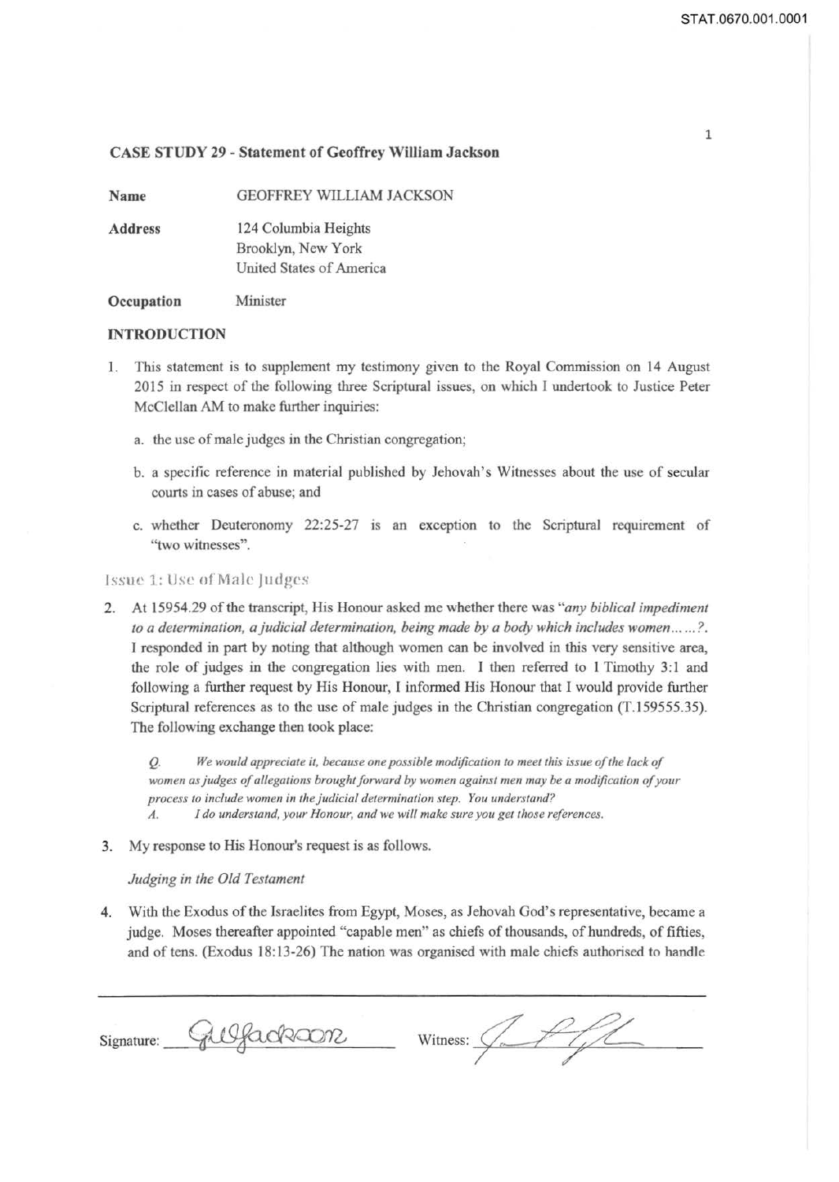## CASE STUDY 29 - Statement of Geoffrey William Jackson

| | |
|---|---|
| **Name** | GEOFFREY WILLIAM JACKSON |
| **Address** | 124 Columbia Heights<br>Brooklyn, New York<br>United States of America |
| **Occupation** | Minister |

### INTRODUCTION

1. This statement is to supplement my testimony given to the Royal Commission on 14 August 2015 in respect of the following three Scriptural issues, on which I undertook to Justice Peter McClellan AM to make further inquiries:

   a. the use of male judges in the Christian congregation;

   b. a specific reference in material published by Jehovah's Witnesses about the use of secular courts in cases of abuse; and

   c. whether Deuteronomy 22:25-27 is an exception to the Scriptural requirement of "two witnesses".

### Issue 1: Use of Male Judges

2. At 15954.29 of the transcript, His Honour asked me whether there was "*any biblical impediment to a determination, a judicial determination, being made by a body which includes women…….?*. I responded in part by noting that although women can be involved in this very sensitive area, the role of judges in the congregation lies with men. I then referred to 1 Timothy 3:1 and following a further request by His Honour, I informed His Honour that I would provide further Scriptural references as to the use of male judges in the Christian congregation (T.159555.35). The following exchange then took place:

   > *Q. We would appreciate it, because one possible modification to meet this issue of the lack of women as judges of allegations brought forward by women against men may be a modification of your process to include women in the judicial determination step. You understand?*
   > *A. I do understand, your Honour, and we will make sure you get those references.*

3. My response to His Honour's request is as follows.

   *Judging in the Old Testament*

4. With the Exodus of the Israelites from Egypt, Moses, as Jehovah God's representative, became a judge. Moses thereafter appointed "capable men" as chiefs of thousands, of hundreds, of fifties, and of tens. (Exodus 18:13-26) The nation was organised with male chiefs authorised to handle

Signature: GWJackson Witness: [signature]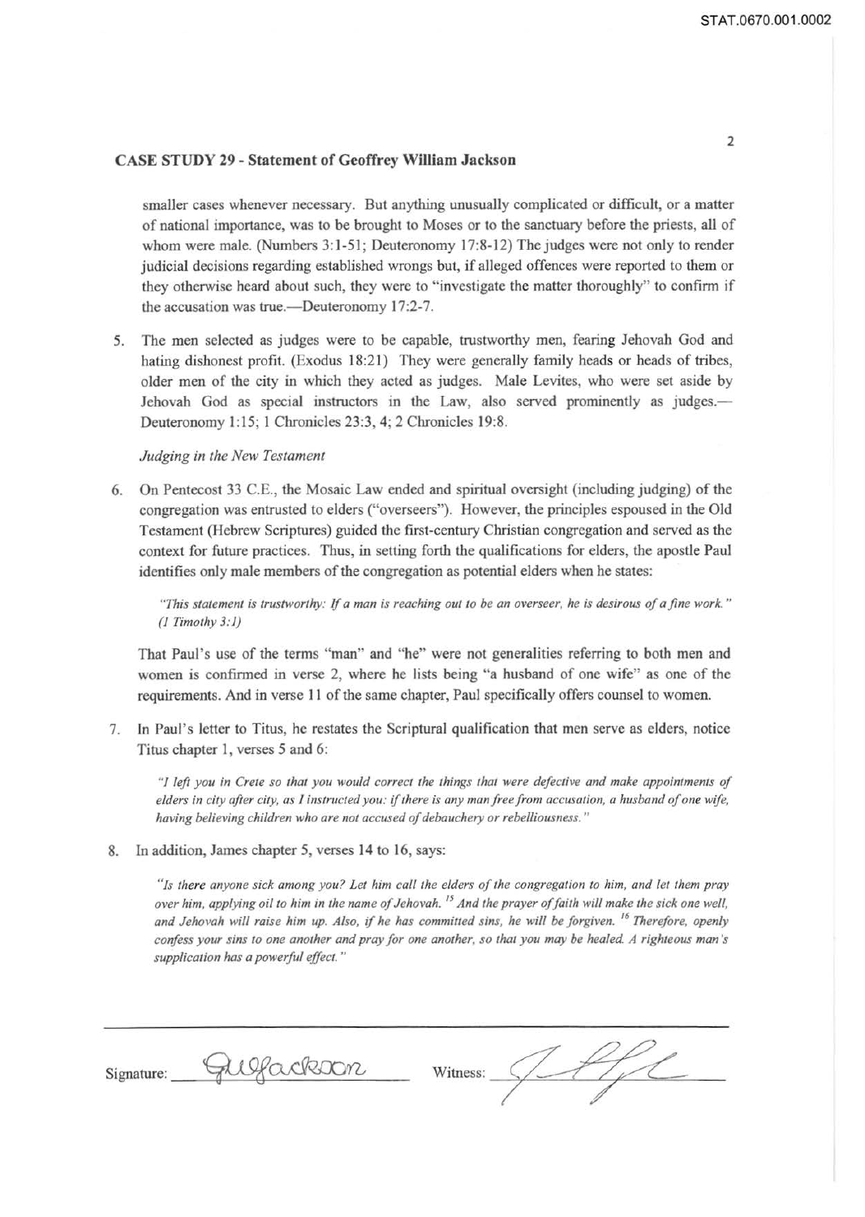smaller cases whenever necessary. But anything unusually complicated or difficult, or a matter of national importance, was to be brought to Moses or to the sanctuary before the priests, all of whom were male. (Numbers 3:1-51; Deuteronomy 17:8-12) The judges were not only to render judicial decisions regarding established wrongs but, if alleged offences were reported to them or they otherwise heard about such, they were to "investigate the matter thoroughly" to confirm if the accusation was true.—Deuteronomy 17:2-7.

5. The men selected as judges were to be capable, trustworthy men, fearing Jehovah God and hating dishonest profit. (Exodus 18:21) They were generally family heads or heads of tribes, older men of the city in which they acted as judges. Male Levites, who were set aside by Jehovah God as special instructors in the Law, also served prominently as judges.—Deuteronomy 1:15; 1 Chronicles 23:3, 4; 2 Chronicles 19:8.

*Judging in the New Testament*

6. On Pentecost 33 C.E., the Mosaic Law ended and spiritual oversight (including judging) of the congregation was entrusted to elders ("overseers"). However, the principles espoused in the Old Testament (Hebrew Scriptures) guided the first-century Christian congregation and served as the context for future practices. Thus, in setting forth the qualifications for elders, the apostle Paul identifies only male members of the congregation as potential elders when he states:

   > *"This statement is trustworthy: If a man is reaching out to be an overseer, he is desirous of a fine work." (1 Timothy 3:1)*

   That Paul's use of the terms "man" and "he" were not generalities referring to both men and women is confirmed in verse 2, where he lists being "a husband of one wife" as one of the requirements. And in verse 11 of the same chapter, Paul specifically offers counsel to women.

7. In Paul's letter to Titus, he restates the Scriptural qualification that men serve as elders, notice Titus chapter 1, verses 5 and 6:

   > *"I left you in Crete so that you would correct the things that were defective and make appointments of elders in city after city, as I instructed you: if there is any man free from accusation, a husband of one wife, having believing children who are not accused of debauchery or rebelliousness."*

8. In addition, James chapter 5, verses 14 to 16, says:

   > *"Is there anyone sick among you? Let him call the elders of the congregation to him, and let them pray over him, applying oil to him in the name of Jehovah. [15] And the prayer of faith will make the sick one well, and Jehovah will raise him up. Also, if he has committed sins, he will be forgiven. [16] Therefore, openly confess your sins to one another and pray for one another, so that you may be healed. A righteous man's supplication has a powerful effect."*

Signature: GWJackson Witness: [signature]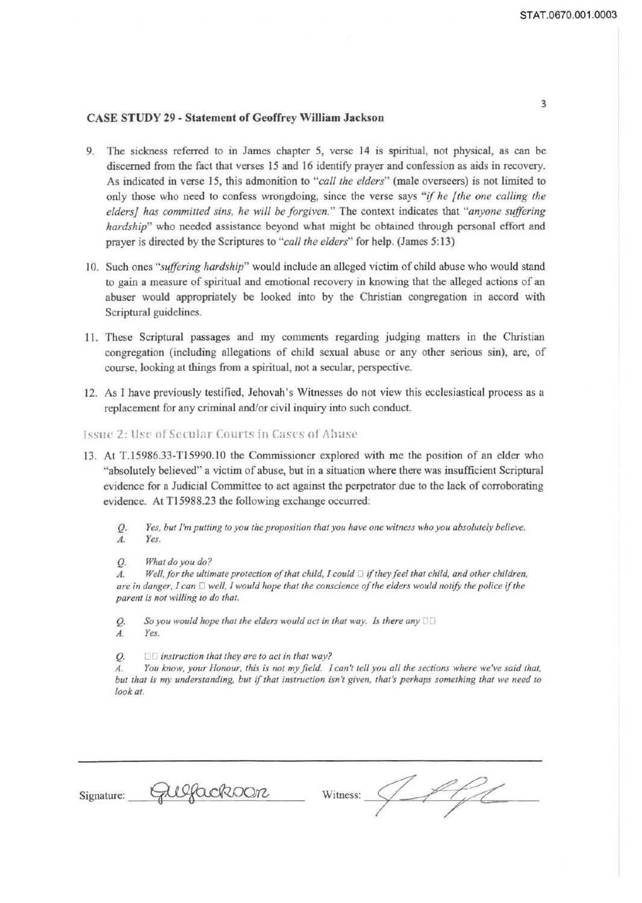**CASE STUDY 29 - Statement of Geoffrey William Jackson**

9. The sickness referred to in James chapter 5, verse 14 is spiritual, not physical, as can be discerned from the fact that verses 15 and 16 identify prayer and confession as aids in recovery. As indicated in verse 15, this admonition to "*call the elders*" (male overseers) is not limited to only those who need to confess wrongdoing, since the verse says "*if he [the one calling the elders] has committed sins, he will be forgiven.*" The context indicates that "*anyone suffering hardship*" who needed assistance beyond what might be obtained through personal effort and prayer is directed by the Scriptures to "*call the elders*" for help. (James 5:13)

10. Such ones "*suffering hardship*" would include an alleged victim of child abuse who would stand to gain a measure of spiritual and emotional recovery in knowing that the alleged actions of an abuser would appropriately be looked into by the Christian congregation in accord with Scriptural guidelines.

11. These Scriptural passages and my comments regarding judging matters in the Christian congregation (including allegations of child sexual abuse or any other serious sin), are, of course, looking at things from a spiritual, not a secular, perspective.

12. As I have previously testified, Jehovah's Witnesses do not view this ecclesiastical process as a replacement for any criminal and/or civil inquiry into such conduct.

## Issue 2: Use of Secular Courts in Cases of Abuse

13. At T.15986.33-T15990.10 the Commissioner explored with me the position of an elder who "absolutely believed" a victim of abuse, but in a situation where there was insufficient Scriptural evidence for a Judicial Committee to act against the perpetrator due to the lack of corroborating evidence. At T15988.23 the following exchange occurred:

    *Q. Yes, but I'm putting to you the proposition that you have one witness who you absolutely believe.*
    *A. Yes.*

    *Q. What do you do?*
    *A. Well, for the ultimate protection of that child, I could □ if they feel that child, and other children, are in danger, I can □ well, I would hope that the conscience of the elders would notify the police if the parent is not willing to do that.*

    *Q. So you would hope that the elders would act in that way. Is there any □□*
    *A. Yes.*

    *Q. □□ instruction that they are to act in that way?*
    *A. You know, your Honour, this is not my field. I can't tell you all the sections where we've said that, but that is my understanding, but if that instruction isn't given, that's perhaps something that we need to look at.*

Signature: GWJackson Witness: [signature]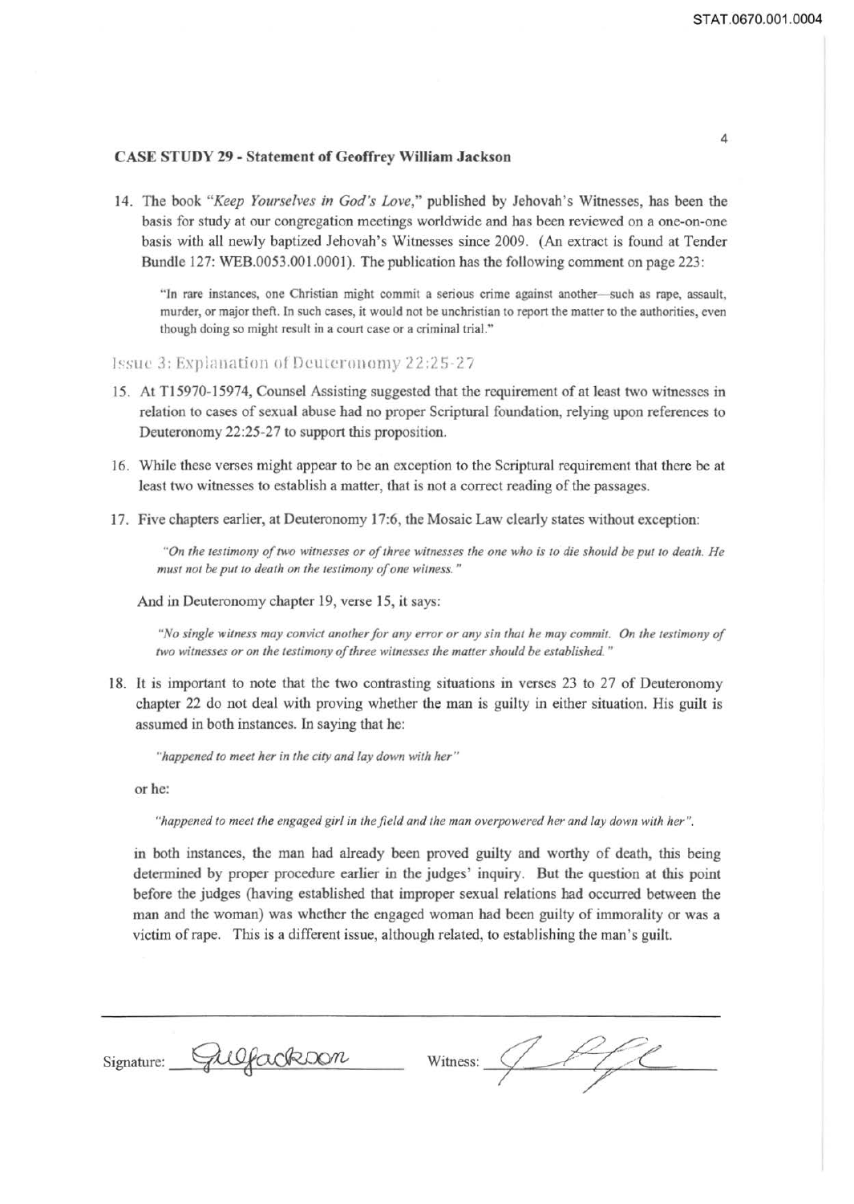**CASE STUDY 29 - Statement of Geoffrey William Jackson**

14. The book *"Keep Yourselves in God's Love,"* published by Jehovah's Witnesses, has been the basis for study at our congregation meetings worldwide and has been reviewed on a one-on-one basis with all newly baptized Jehovah's Witnesses since 2009. (An extract is found at Tender Bundle 127: WEB.0053.001.0001). The publication has the following comment on page 223:

   > "In rare instances, one Christian might commit a serious crime against another—such as rape, assault, murder, or major theft. In such cases, it would not be unchristian to report the matter to the authorities, even though doing so might result in a court case or a criminal trial."

### Issue 3: Explanation of Deuteronomy 22:25-27

15. At T15970-15974, Counsel Assisting suggested that the requirement of at least two witnesses in relation to cases of sexual abuse had no proper Scriptural foundation, relying upon references to Deuteronomy 22:25-27 to support this proposition.

16. While these verses might appear to be an exception to the Scriptural requirement that there be at least two witnesses to establish a matter, that is not a correct reading of the passages.

17. Five chapters earlier, at Deuteronomy 17:6, the Mosaic Law clearly states without exception:

   > *"On the testimony of two witnesses or of three witnesses the one who is to die should be put to death. He must not be put to death on the testimony of one witness."*

   And in Deuteronomy chapter 19, verse 15, it says:

   > *"No single witness may convict another for any error or any sin that he may commit. On the testimony of two witnesses or on the testimony of three witnesses the matter should be established."*

18. It is important to note that the two contrasting situations in verses 23 to 27 of Deuteronomy chapter 22 do not deal with proving whether the man is guilty in either situation. His guilt is assumed in both instances. In saying that he:

   > *"happened to meet her in the city and lay down with her"*

   or he:

   > *"happened to meet the engaged girl in the field and the man overpowered her and lay down with her".*

   in both instances, the man had already been proved guilty and worthy of death, this being determined by proper procedure earlier in the judges' inquiry. But the question at this point before the judges (having established that improper sexual relations had occurred between the man and the woman) was whether the engaged woman had been guilty of immorality or was a victim of rape. This is a different issue, although related, to establishing the man's guilt.

Signature: GWJackson Witness: [signature]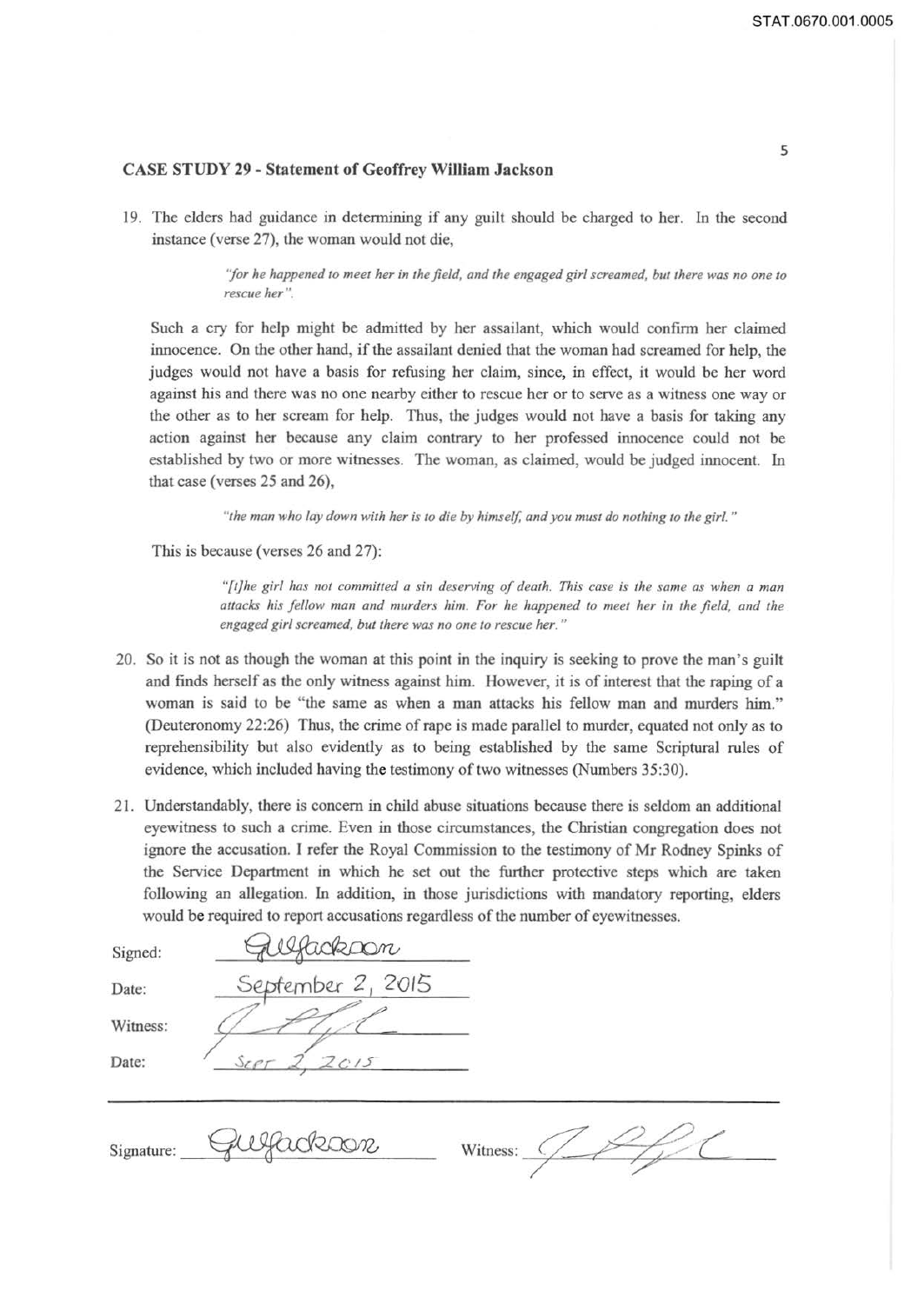**CASE STUDY 29 - Statement of Geoffrey William Jackson**

19. The elders had guidance in determining if any guilt should be charged to her. In the second instance (verse 27), the woman would not die,

> *"for he happened to meet her in the field, and the engaged girl screamed, but there was no one to rescue her".*

Such a cry for help might be admitted by her assailant, which would confirm her claimed innocence. On the other hand, if the assailant denied that the woman had screamed for help, the judges would not have a basis for refusing her claim, since, in effect, it would be her word against his and there was no one nearby either to rescue her or to serve as a witness one way or the other as to her scream for help. Thus, the judges would not have a basis for taking any action against her because any claim contrary to her professed innocence could not be established by two or more witnesses. The woman, as claimed, would be judged innocent. In that case (verses 25 and 26),

> *"the man who lay down with her is to die by himself, and you must do nothing to the girl."*

This is because (verses 26 and 27):

> *"[t]he girl has not committed a sin deserving of death. This case is the same as when a man attacks his fellow man and murders him. For he happened to meet her in the field, and the engaged girl screamed, but there was no one to rescue her."*

20. So it is not as though the woman at this point in the inquiry is seeking to prove the man's guilt and finds herself as the only witness against him. However, it is of interest that the raping of a woman is said to be "the same as when a man attacks his fellow man and murders him." (Deuteronomy 22:26) Thus, the crime of rape is made parallel to murder, equated not only as to reprehensibility but also evidently as to being established by the same Scriptural rules of evidence, which included having the testimony of two witnesses (Numbers 35:30).

21. Understandably, there is concern in child abuse situations because there is seldom an additional eyewitness to such a crime. Even in those circumstances, the Christian congregation does not ignore the accusation. I refer the Royal Commission to the testimony of Mr Rodney Spinks of the Service Department in which he set out the further protective steps which are taken following an allegation. In addition, in those jurisdictions with mandatory reporting, elders would be required to report accusations regardless of the number of eyewitnesses.

Signed: G W Jackson

Date: September 2, 2015

Witness: [signature]

Date: Sept 2, 2015

Signature: G W Jackson    Witness: [signature]